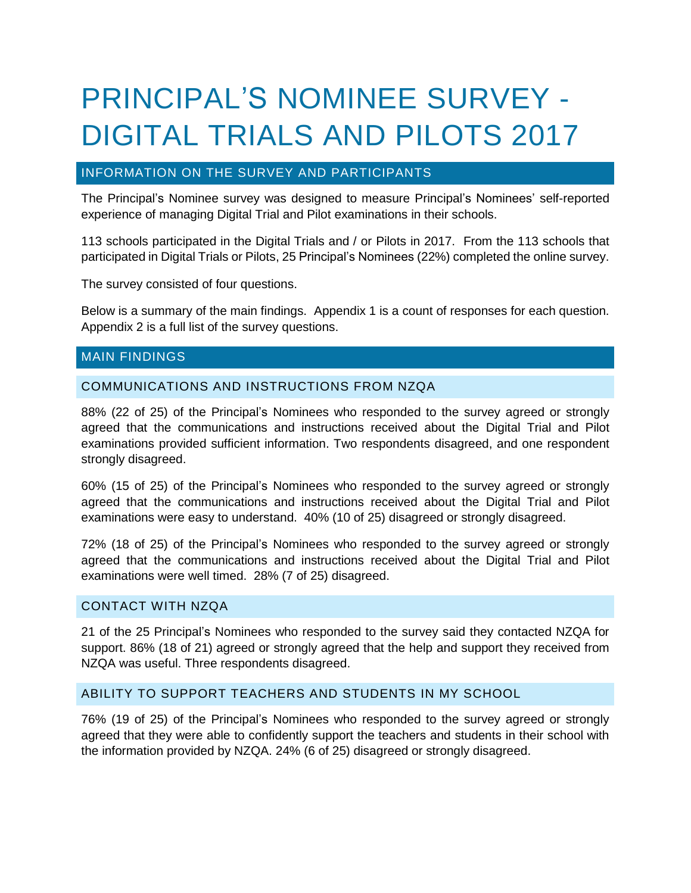# PRINCIPAL'S NOMINEE SURVEY - DIGITAL TRIALS AND PILOTS 2017

## INFORMATION ON THE SURVEY AND PARTICIPANTS

The Principal's Nominee survey was designed to measure Principal's Nominees' self-reported experience of managing Digital Trial and Pilot examinations in their schools.

113 schools participated in the Digital Trials and / or Pilots in 2017. From the 113 schools that participated in Digital Trials or Pilots, 25 Principal's Nominees (22%) completed the online survey.

The survey consisted of four questions.

Below is a summary of the main findings. Appendix 1 is a count of responses for each question. Appendix 2 is a full list of the survey questions.

## MAIN FINDINGS

### COMMUNICATIONS AND INSTRUCTIONS FROM NZQA

88% (22 of 25) of the Principal's Nominees who responded to the survey agreed or strongly agreed that the communications and instructions received about the Digital Trial and Pilot examinations provided sufficient information. Two respondents disagreed, and one respondent strongly disagreed.

60% (15 of 25) of the Principal's Nominees who responded to the survey agreed or strongly agreed that the communications and instructions received about the Digital Trial and Pilot examinations were easy to understand. 40% (10 of 25) disagreed or strongly disagreed.

72% (18 of 25) of the Principal's Nominees who responded to the survey agreed or strongly agreed that the communications and instructions received about the Digital Trial and Pilot examinations were well timed. 28% (7 of 25) disagreed.

### CONTACT WITH NZQA

21 of the 25 Principal's Nominees who responded to the survey said they contacted NZQA for support. 86% (18 of 21) agreed or strongly agreed that the help and support they received from NZQA was useful. Three respondents disagreed.

### ABILITY TO SUPPORT TEACHERS AND STUDENTS IN MY SCHOOL

76% (19 of 25) of the Principal's Nominees who responded to the survey agreed or strongly agreed that they were able to confidently support the teachers and students in their school with the information provided by NZQA. 24% (6 of 25) disagreed or strongly disagreed.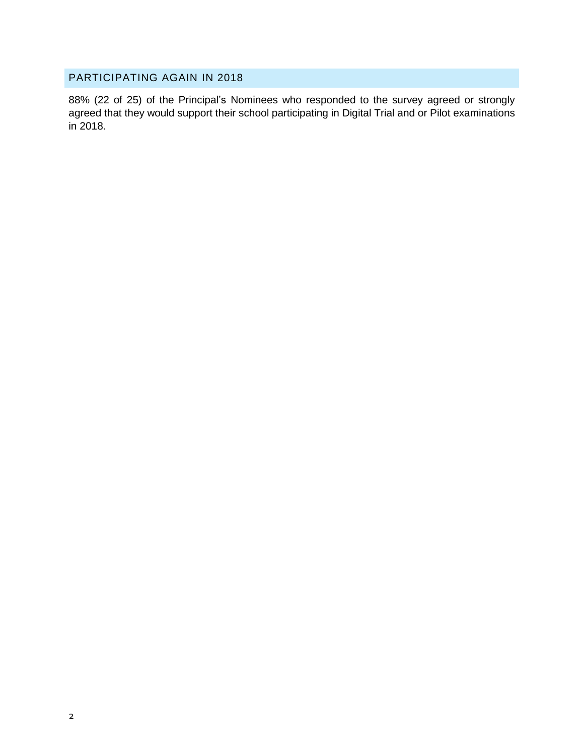## PARTICIPATING AGAIN IN 2018

88% (22 of 25) of the Principal's Nominees who responded to the survey agreed or strongly agreed that they would support their school participating in Digital Trial and or Pilot examinations in 2018.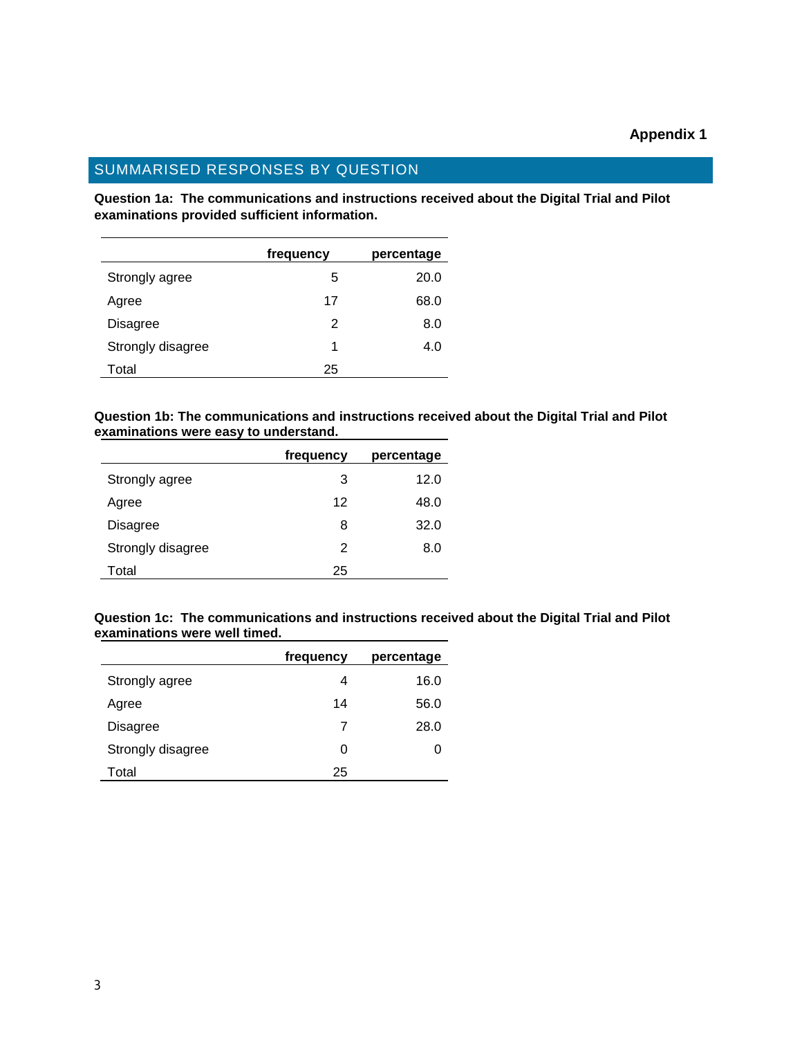**Appendix 1**

## SUMMARISED RESPONSES BY QUESTION

**Question 1a: The communications and instructions received about the Digital Trial and Pilot examinations provided sufficient information.**

| | frequency | percentage |
|---|---|---|
| Strongly agree | 5 | 20.0 |
| Agree | 17 | 68.0 |
| Disagree | 2 | 8.0 |
| Strongly disagree | 1 | 4.0 |
| Total | 25 | |

**Question 1b: The communications and instructions received about the Digital Trial and Pilot examinations were easy to understand.**

| | frequency | percentage |
|---|---|---|
| Strongly agree | 3 | 12.0 |
| Agree | 12 | 48.0 |
| Disagree | 8 | 32.0 |
| Strongly disagree | 2 | 8.0 |
| Total | 25 | |

**Question 1c: The communications and instructions received about the Digital Trial and Pilot examinations were well timed.**

| | frequency | percentage |
|---|---|---|
| Strongly agree | 4 | 16.0 |
| Agree | 14 | 56.0 |
| Disagree | 7 | 28.0 |
| Strongly disagree | 0 | 0 |
| Total | 25 | |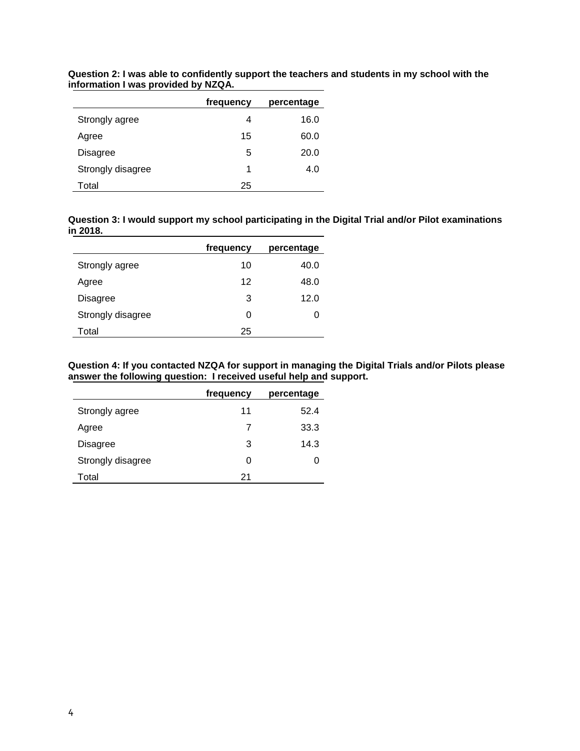**Question 2: I was able to confidently support the teachers and students in my school with the information I was provided by NZQA.**

| | frequency | percentage |
|---|---|---|
| Strongly agree | 4 | 16.0 |
| Agree | 15 | 60.0 |
| Disagree | 5 | 20.0 |
| Strongly disagree | 1 | 4.0 |
| Total | 25 | |

**Question 3: I would support my school participating in the Digital Trial and/or Pilot examinations in 2018.**

| | frequency | percentage |
|---|---|---|
| Strongly agree | 10 | 40.0 |
| Agree | 12 | 48.0 |
| Disagree | 3 | 12.0 |
| Strongly disagree | 0 | 0 |
| Total | 25 | |

**Question 4: If you contacted NZQA for support in managing the Digital Trials and/or Pilots please answer the following question: I received useful help and support.**

| | frequency | percentage |
|---|---|---|
| Strongly agree | 11 | 52.4 |
| Agree | 7 | 33.3 |
| Disagree | 3 | 14.3 |
| Strongly disagree | 0 | 0 |
| Total | 21 | |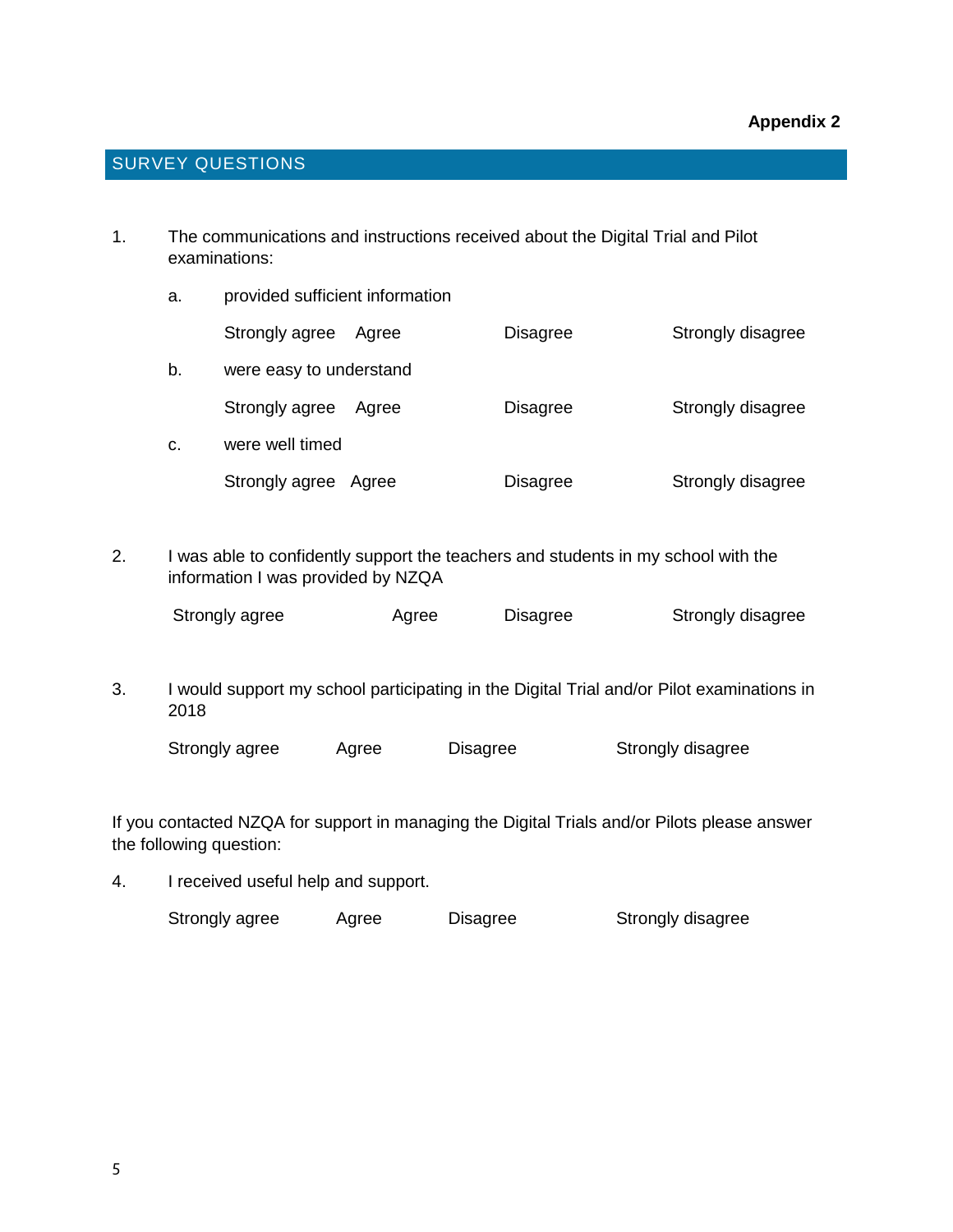**Appendix 2**

## SURVEY QUESTIONS

1. The communications and instructions received about the Digital Trial and Pilot examinations:

   a. provided sufficient information

   Strongly agree  Agree  Disagree  Strongly disagree

   b. were easy to understand

   Strongly agree  Agree  Disagree  Strongly disagree

   c. were well timed

   Strongly agree  Agree  Disagree  Strongly disagree

2. I was able to confidently support the teachers and students in my school with the information I was provided by NZQA

   Strongly agree  Agree  Disagree  Strongly disagree

3. I would support my school participating in the Digital Trial and/or Pilot examinations in 2018

   Strongly agree  Agree  Disagree  Strongly disagree

If you contacted NZQA for support in managing the Digital Trials and/or Pilots please answer the following question:

4. I received useful help and support.

   Strongly agree  Agree  Disagree  Strongly disagree